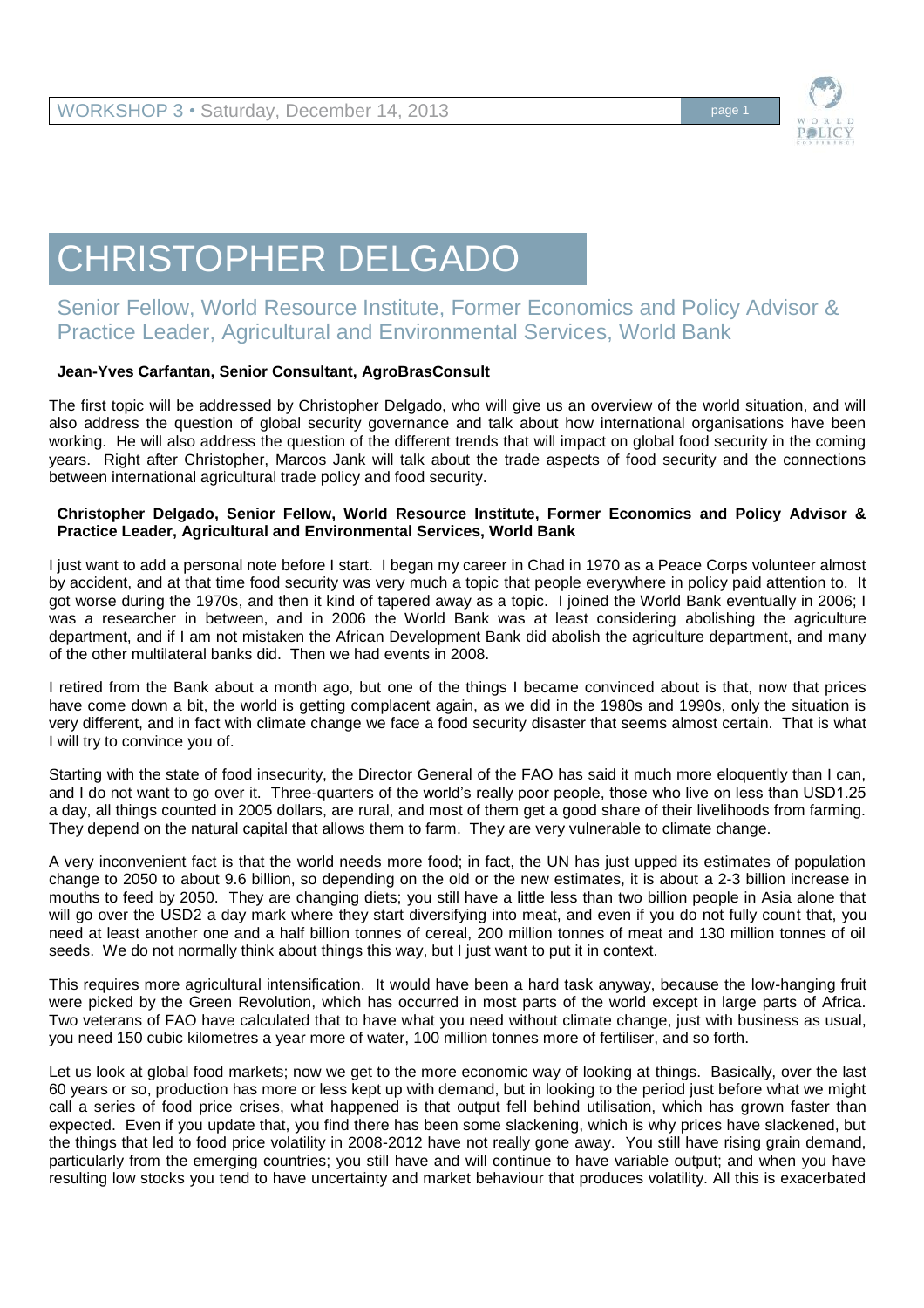# CHRISTOPHER DELGADO

## Senior Fellow, World Resource Institute, Former Economics and Policy Advisor & Practice Leader, Agricultural and Environmental Services, World Bank

**Jean-Yves Carfantan, Senior Consultant, AgroBrasConsult**

The first topic will be addressed by Christopher Delgado, who will give us an overview of the world situation, and will also address the question of global security governance and talk about how international organisations have been working. He will also address the question of the different trends that will impact on global food security in the coming years. Right after Christopher, Marcos Jank will talk about the trade aspects of food security and the connections between international agricultural trade policy and food security.

**Christopher Delgado, Senior Fellow, World Resource Institute, Former Economics and Policy Advisor & Practice Leader, Agricultural and Environmental Services, World Bank**

I just want to add a personal note before I start. I began my career in Chad in 1970 as a Peace Corps volunteer almost by accident, and at that time food security was very much a topic that people everywhere in policy paid attention to. It got worse during the 1970s, and then it kind of tapered away as a topic. I joined the World Bank eventually in 2006; I was a researcher in between, and in 2006 the World Bank was at least considering abolishing the agriculture department, and if I am not mistaken the African Development Bank did abolish the agriculture department, and many of the other multilateral banks did. Then we had events in 2008.

I retired from the Bank about a month ago, but one of the things I became convinced about is that, now that prices have come down a bit, the world is getting complacent again, as we did in the 1980s and 1990s, only the situation is very different, and in fact with climate change we face a food security disaster that seems almost certain. That is what I will try to convince you of.

Starting with the state of food insecurity, the Director General of the FAO has said it much more eloquently than I can, and I do not want to go over it. Three-quarters of the world's really poor people, those who live on less than USD1.25 a day, all things counted in 2005 dollars, are rural, and most of them get a good share of their livelihoods from farming. They depend on the natural capital that allows them to farm. They are very vulnerable to climate change.

A very inconvenient fact is that the world needs more food; in fact, the UN has just upped its estimates of population change to 2050 to about 9.6 billion, so depending on the old or the new estimates, it is about a 2-3 billion increase in mouths to feed by 2050. They are changing diets; you still have a little less than two billion people in Asia alone that will go over the USD2 a day mark where they start diversifying into meat, and even if you do not fully count that, you need at least another one and a half billion tonnes of cereal, 200 million tonnes of meat and 130 million tonnes of oil seeds. We do not normally think about things this way, but I just want to put it in context.

This requires more agricultural intensification. It would have been a hard task anyway, because the low-hanging fruit were picked by the Green Revolution, which has occurred in most parts of the world except in large parts of Africa. Two veterans of FAO have calculated that to have what you need without climate change, just with business as usual, you need 150 cubic kilometres a year more of water, 100 million tonnes more of fertiliser, and so forth.

Let us look at global food markets; now we get to the more economic way of looking at things. Basically, over the last 60 years or so, production has more or less kept up with demand, but in looking to the period just before what we might call a series of food price crises, what happened is that output fell behind utilisation, which has grown faster than expected. Even if you update that, you find there has been some slackening, which is why prices have slackened, but the things that led to food price volatility in 2008-2012 have not really gone away. You still have rising grain demand, particularly from the emerging countries; you still have and will continue to have variable output; and when you have resulting low stocks you tend to have uncertainty and market behaviour that produces volatility. All this is exacerbated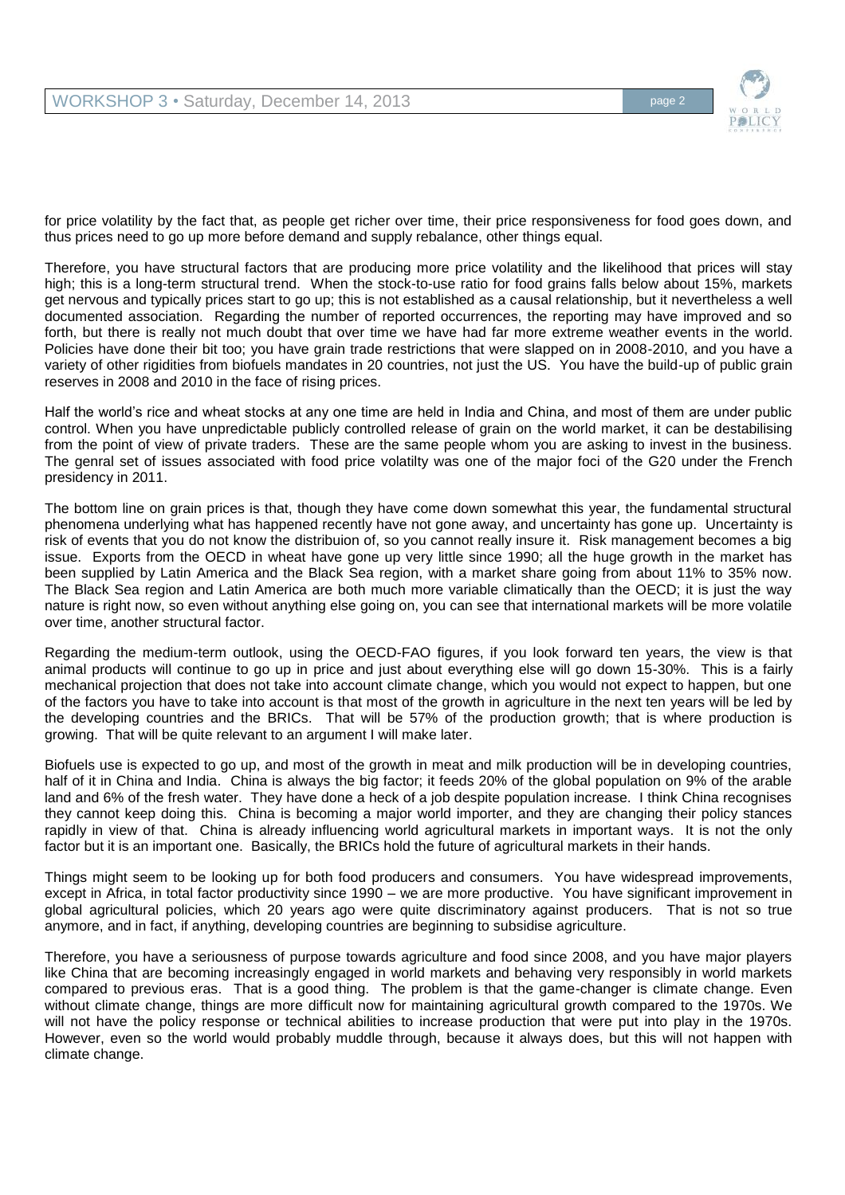for price volatility by the fact that, as people get richer over time, their price responsiveness for food goes down, and thus prices need to go up more before demand and supply rebalance, other things equal.

Therefore, you have structural factors that are producing more price volatility and the likelihood that prices will stay high; this is a long-term structural trend. When the stock-to-use ratio for food grains falls below about 15%, markets get nervous and typically prices start to go up; this is not established as a causal relationship, but it nevertheless a well documented association. Regarding the number of reported occurrences, the reporting may have improved and so forth, but there is really not much doubt that over time we have had far more extreme weather events in the world. Policies have done their bit too; you have grain trade restrictions that were slapped on in 2008-2010, and you have a variety of other rigidities from biofuels mandates in 20 countries, not just the US. You have the build-up of public grain reserves in 2008 and 2010 in the face of rising prices.

Half the world's rice and wheat stocks at any one time are held in India and China, and most of them are under public control. When you have unpredictable publicly controlled release of grain on the world market, it can be destabilising from the point of view of private traders. These are the same people whom you are asking to invest in the business. The genral set of issues associated with food price volatilty was one of the major foci of the G20 under the French presidency in 2011.

The bottom line on grain prices is that, though they have come down somewhat this year, the fundamental structural phenomena underlying what has happened recently have not gone away, and uncertainty has gone up. Uncertainty is risk of events that you do not know the distribuion of, so you cannot really insure it. Risk management becomes a big issue. Exports from the OECD in wheat have gone up very little since 1990; all the huge growth in the market has been supplied by Latin America and the Black Sea region, with a market share going from about 11% to 35% now. The Black Sea region and Latin America are both much more variable climatically than the OECD; it is just the way nature is right now, so even without anything else going on, you can see that international markets will be more volatile over time, another structural factor.

Regarding the medium-term outlook, using the OECD-FAO figures, if you look forward ten years, the view is that animal products will continue to go up in price and just about everything else will go down 15-30%. This is a fairly mechanical projection that does not take into account climate change, which you would not expect to happen, but one of the factors you have to take into account is that most of the growth in agriculture in the next ten years will be led by the developing countries and the BRICs. That will be 57% of the production growth; that is where production is growing. That will be quite relevant to an argument I will make later.

Biofuels use is expected to go up, and most of the growth in meat and milk production will be in developing countries, half of it in China and India. China is always the big factor; it feeds 20% of the global population on 9% of the arable land and 6% of the fresh water. They have done a heck of a job despite population increase. I think China recognises they cannot keep doing this. China is becoming a major world importer, and they are changing their policy stances rapidly in view of that. China is already influencing world agricultural markets in important ways. It is not the only factor but it is an important one. Basically, the BRICs hold the future of agricultural markets in their hands.

Things might seem to be looking up for both food producers and consumers. You have widespread improvements, except in Africa, in total factor productivity since 1990 – we are more productive. You have significant improvement in global agricultural policies, which 20 years ago were quite discriminatory against producers. That is not so true anymore, and in fact, if anything, developing countries are beginning to subsidise agriculture.

Therefore, you have a seriousness of purpose towards agriculture and food since 2008, and you have major players like China that are becoming increasingly engaged in world markets and behaving very responsibly in world markets compared to previous eras. That is a good thing. The problem is that the game-changer is climate change. Even without climate change, things are more difficult now for maintaining agricultural growth compared to the 1970s. We will not have the policy response or technical abilities to increase production that were put into play in the 1970s. However, even so the world would probably muddle through, because it always does, but this will not happen with climate change.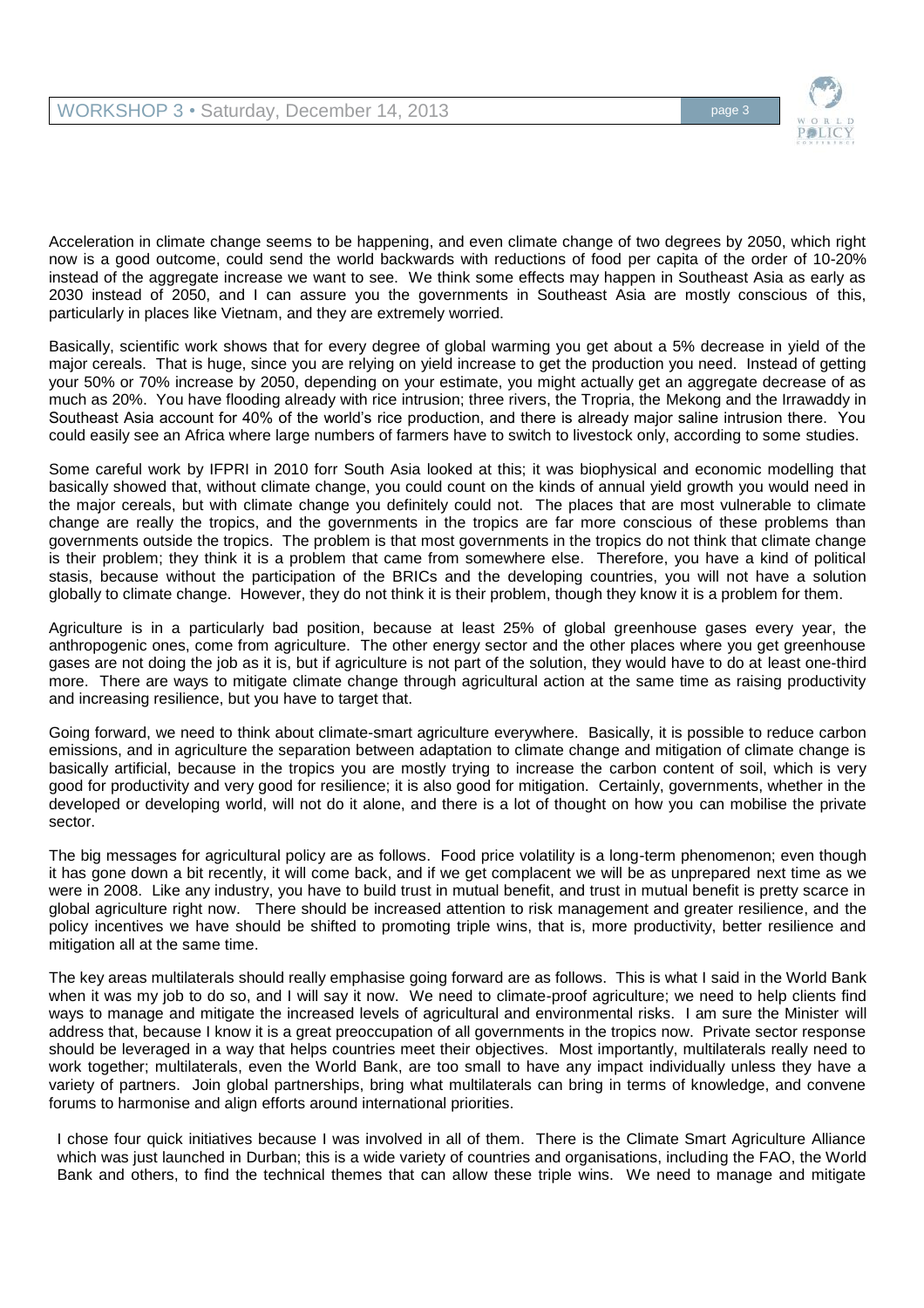Acceleration in climate change seems to be happening, and even climate change of two degrees by 2050, which right now is a good outcome, could send the world backwards with reductions of food per capita of the order of 10-20% instead of the aggregate increase we want to see. We think some effects may happen in Southeast Asia as early as 2030 instead of 2050, and I can assure you the governments in Southeast Asia are mostly conscious of this, particularly in places like Vietnam, and they are extremely worried.

Basically, scientific work shows that for every degree of global warming you get about a 5% decrease in yield of the major cereals. That is huge, since you are relying on yield increase to get the production you need. Instead of getting your 50% or 70% increase by 2050, depending on your estimate, you might actually get an aggregate decrease of as much as 20%. You have flooding already with rice intrusion; three rivers, the Tropria, the Mekong and the Irrawaddy in Southeast Asia account for 40% of the world's rice production, and there is already major saline intrusion there. You could easily see an Africa where large numbers of farmers have to switch to livestock only, according to some studies.

Some careful work by IFPRI in 2010 forr South Asia looked at this; it was biophysical and economic modelling that basically showed that, without climate change, you could count on the kinds of annual yield growth you would need in the major cereals, but with climate change you definitely could not. The places that are most vulnerable to climate change are really the tropics, and the governments in the tropics are far more conscious of these problems than governments outside the tropics. The problem is that most governments in the tropics do not think that climate change is their problem; they think it is a problem that came from somewhere else. Therefore, you have a kind of political stasis, because without the participation of the BRICs and the developing countries, you will not have a solution globally to climate change. However, they do not think it is their problem, though they know it is a problem for them.

Agriculture is in a particularly bad position, because at least 25% of global greenhouse gases every year, the anthropogenic ones, come from agriculture. The other energy sector and the other places where you get greenhouse gases are not doing the job as it is, but if agriculture is not part of the solution, they would have to do at least one-third more. There are ways to mitigate climate change through agricultural action at the same time as raising productivity and increasing resilience, but you have to target that.

Going forward, we need to think about climate-smart agriculture everywhere. Basically, it is possible to reduce carbon emissions, and in agriculture the separation between adaptation to climate change and mitigation of climate change is basically artificial, because in the tropics you are mostly trying to increase the carbon content of soil, which is very good for productivity and very good for resilience; it is also good for mitigation. Certainly, governments, whether in the developed or developing world, will not do it alone, and there is a lot of thought on how you can mobilise the private sector.

The big messages for agricultural policy are as follows. Food price volatility is a long-term phenomenon; even though it has gone down a bit recently, it will come back, and if we get complacent we will be as unprepared next time as we were in 2008. Like any industry, you have to build trust in mutual benefit, and trust in mutual benefit is pretty scarce in global agriculture right now. There should be increased attention to risk management and greater resilience, and the policy incentives we have should be shifted to promoting triple wins, that is, more productivity, better resilience and mitigation all at the same time.

The key areas multilaterals should really emphasise going forward are as follows. This is what I said in the World Bank when it was my job to do so, and I will say it now. We need to climate-proof agriculture; we need to help clients find ways to manage and mitigate the increased levels of agricultural and environmental risks. I am sure the Minister will address that, because I know it is a great preoccupation of all governments in the tropics now. Private sector response should be leveraged in a way that helps countries meet their objectives. Most importantly, multilaterals really need to work together; multilaterals, even the World Bank, are too small to have any impact individually unless they have a variety of partners. Join global partnerships, bring what multilaterals can bring in terms of knowledge, and convene forums to harmonise and align efforts around international priorities.

I chose four quick initiatives because I was involved in all of them. There is the Climate Smart Agriculture Alliance which was just launched in Durban; this is a wide variety of countries and organisations, including the FAO, the World Bank and others, to find the technical themes that can allow these triple wins. We need to manage and mitigate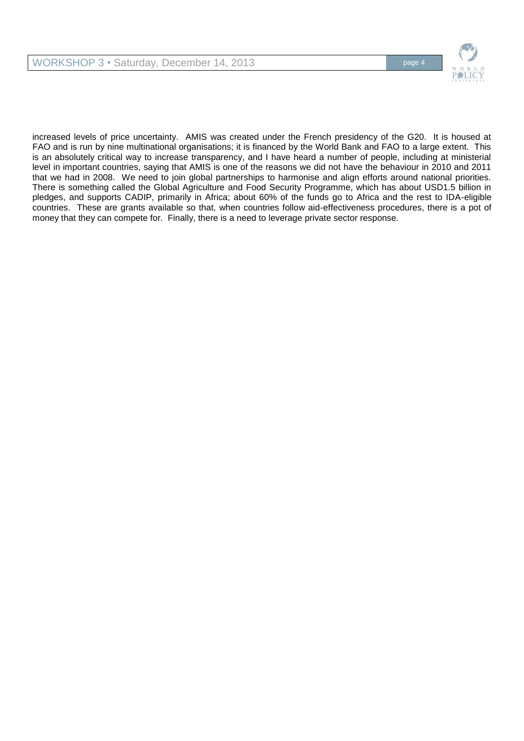increased levels of price uncertainty. AMIS was created under the French presidency of the G20. It is housed at FAO and is run by nine multinational organisations; it is financed by the World Bank and FAO to a large extent. This is an absolutely critical way to increase transparency, and I have heard a number of people, including at ministerial level in important countries, saying that AMIS is one of the reasons we did not have the behaviour in 2010 and 2011 that we had in 2008. We need to join global partnerships to harmonise and align efforts around national priorities. There is something called the Global Agriculture and Food Security Programme, which has about USD1.5 billion in pledges, and supports CADIP, primarily in Africa; about 60% of the funds go to Africa and the rest to IDA-eligible countries. These are grants available so that, when countries follow aid-effectiveness procedures, there is a pot of money that they can compete for. Finally, there is a need to leverage private sector response.